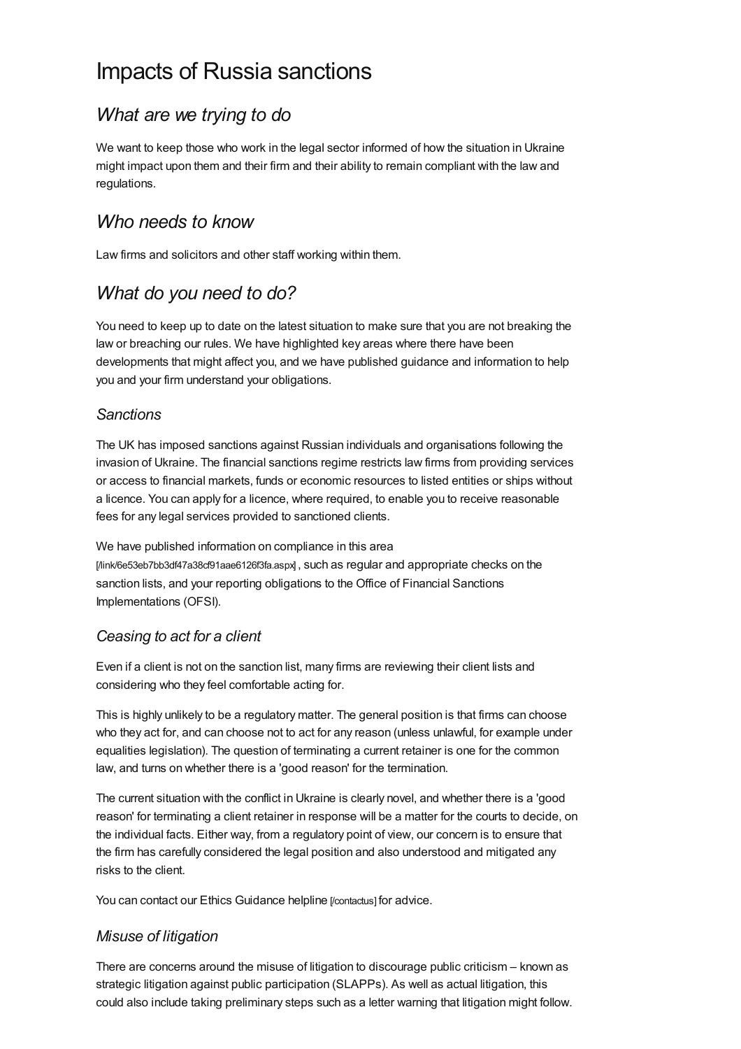# Impacts of Russia sanctions

## *What are we trying to do*

We want to keep those who work in the legal sector informed of how the situation in Ukraine might impact upon them and their firm and their ability to remain compliant with the law and regulations.

## *Who needs to know*

Law firms and solicitors and other staff working within them.

## *What do you need to do?*

You need to keep up to date on the latest situation to make sure that you are not breaking the law or breaching our rules. We have highlighted key areas where there have been developments that might affect you, and we have published guidance and information to help you and your firm understand your obligations.

### *Sanctions*

The UK has imposed sanctions against Russian individuals and organisations following the invasion of Ukraine. The financial sanctions regime restricts law firms from providing services or access to financial markets, funds or economic resources to listed entities or ships without a licence. You can apply for a licence, where required, to enable you to receive reasonable fees for any legal services provided to sanctioned clients.

We have published information on compliance in this area [/link/6e53eb7bb3df47a38cf91aae6126f3fa.aspx], such as regular and appropriate checks on the sanction lists, and your reporting obligations to the Office of Financial Sanctions Implementations (OFSI).

### *Ceasing to act for a client*

Even if a client is not on the sanction list, many firms are reviewing their client lists and considering who they feel comfortable acting for.

This is highly unlikely to be a regulatory matter. The general position is that firms can choose who they act for, and can choose not to act for any reason (unless unlawful, for example under equalities legislation). The question of terminating a current retainer is one for the common law, and turns on whether there is a 'good reason' for the termination.

The current situation with the conflict in Ukraine is clearly novel, and whether there is a 'good reason' for terminating a client retainer in response will be a matter for the courts to decide, on the individual facts. Either way, from a regulatory point of view, our concern is to ensure that the firm has carefully considered the legal position and also understood and mitigated any risks to the client.

You can contact our Ethics Guidance helpline [/contactus] for advice.

### *Misuse of litigation*

There are concerns around the misuse of litigation to discourage public criticism – known as strategic litigation against public participation (SLAPPs). As well as actual litigation, this could also include taking preliminary steps such as a letter warning that litigation might follow.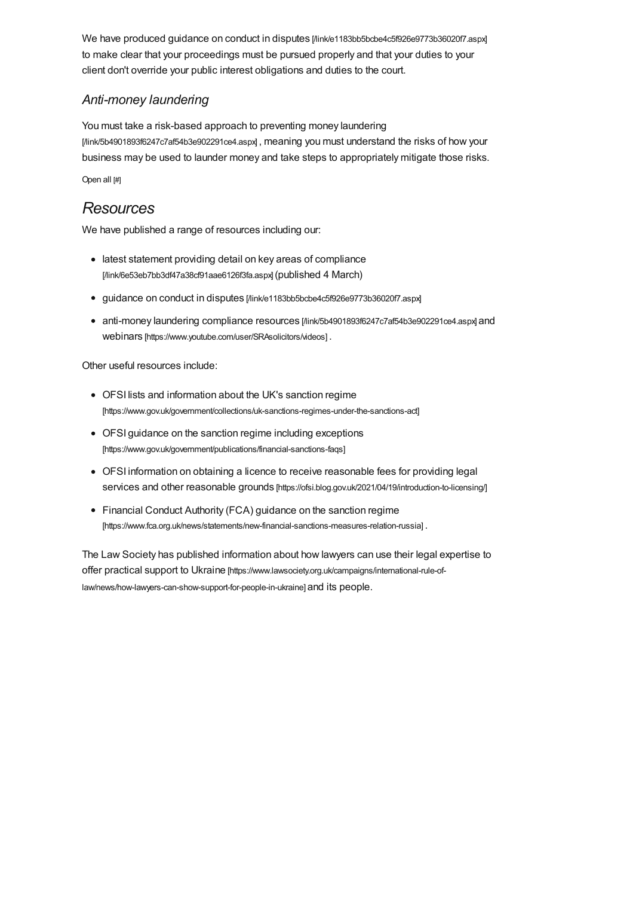We have produced guidance on conduct in disputes [/link/e1183bb5bcbe4c5f926e9773b36020f7.aspx] to make clear that your proceedings must be pursued properly and that your duties to your client don't override your public interest obligations and duties to the court.

### *Anti-money laundering*

You must take a risk-based approach to preventing money laundering [/link/5b4901893f6247c7af54b3e902291ce4.aspx] , meaning you must understand the risks of how your business may be used to launder money and take steps to appropriately mitigate those risks.

Open all [#]

## *Resources*

We have published a range of resources including our:

- latest statement providing detail on key areas of compliance [/link/6e53eb7bb3df47a38cf91aae6126f3fa.aspx] (published 4 March)
- guidance on conduct in disputes [/link/e1183bb5bcbe4c5f926e9773b36020f7.aspx]
- anti-money laundering compliance resources [/link/5b4901893f6247c7af54b3e902291ce4.aspx] and webinars [https://www.youtube.com/user/SRAsolicitors/videos] .

Other useful resources include:

- OFSI lists and information about the UK's sanction regime [https://www.gov.uk/government/collections/uk-sanctions-regimes-under-the-sanctions-act]
- OFSI guidance on the sanction regime including exceptions [https://www.gov.uk/government/publications/financial-sanctions-faqs]
- OFSI information on obtaining a licence to receive reasonable fees for providing legal services and other reasonable grounds [https://ofsi.blog.gov.uk/2021/04/19/introduction-to-licensing/]
- Financial Conduct Authority (FCA) guidance on the sanction regime [https://www.fca.org.uk/news/statements/new-financial-sanctions-measures-relation-russia] .

The Law Society has published information about how lawyers can use their legal expertise to offer practical support to Ukraine [https://www.lawsociety.org.uk/campaigns/international-rule-of-law/news/how-lawyers-can-show-support-for-people-in-ukraine] and its people.